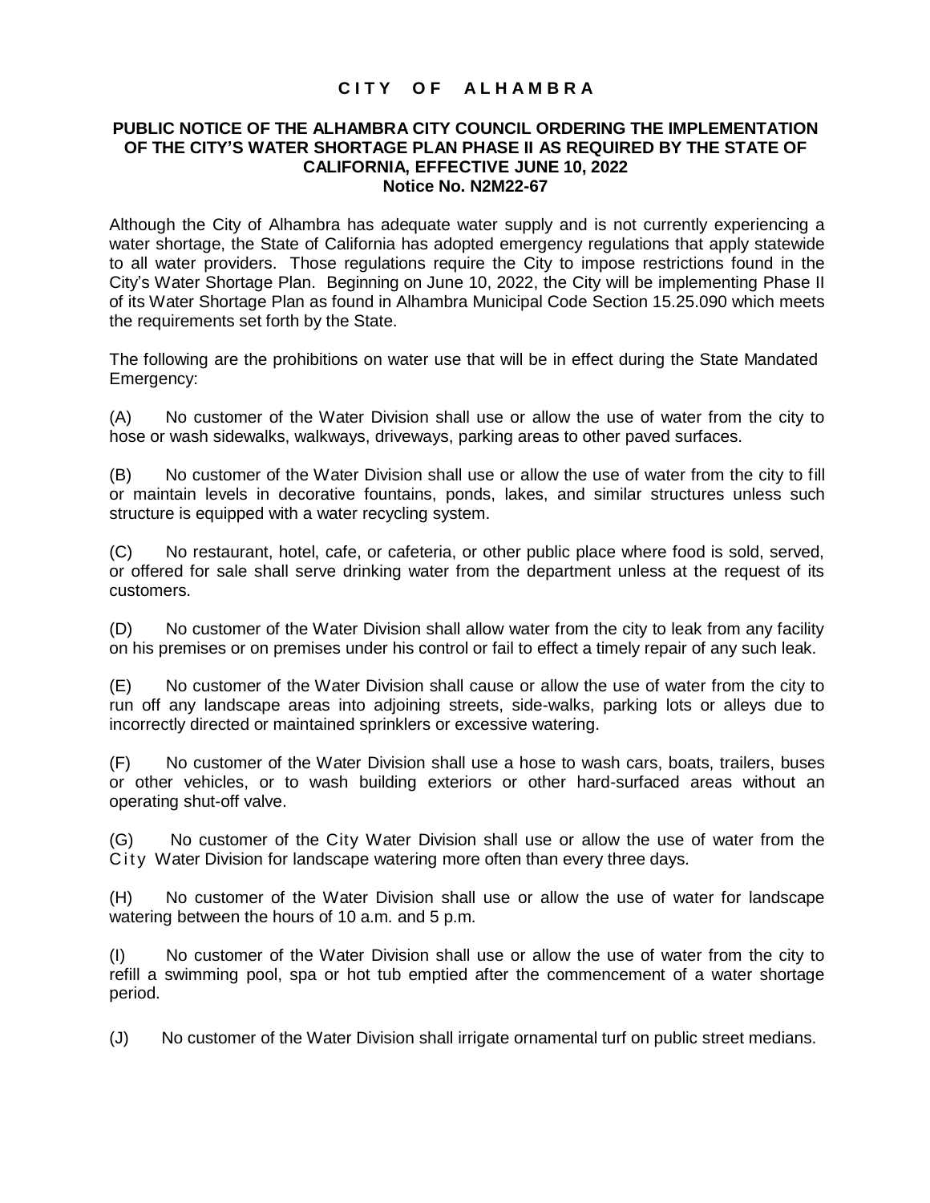# CITY OF ALHAMBRA

## PUBLIC NOTICE OF THE ALHAMBRA CITY COUNCIL ORDERING THE IMPLEMENTATION OF THE CITY'S WATER SHORTAGE PLAN PHASE II AS REQUIRED BY THE STATE OF CALIFORNIA, EFFECTIVE JUNE 10, 2022

**Notice No. N2M22-67**

Although the City of Alhambra has adequate water supply and is not currently experiencing a water shortage, the State of California has adopted emergency regulations that apply statewide to all water providers. Those regulations require the City to impose restrictions found in the City's Water Shortage Plan. Beginning on June 10, 2022, the City will be implementing Phase II of its Water Shortage Plan as found in Alhambra Municipal Code Section 15.25.090 which meets the requirements set forth by the State.

The following are the prohibitions on water use that will be in effect during the State Mandated Emergency:

(A) No customer of the Water Division shall use or allow the use of water from the city to hose or wash sidewalks, walkways, driveways, parking areas to other paved surfaces.

(B) No customer of the Water Division shall use or allow the use of water from the city to fill or maintain levels in decorative fountains, ponds, lakes, and similar structures unless such structure is equipped with a water recycling system.

(C) No restaurant, hotel, cafe, or cafeteria, or other public place where food is sold, served, or offered for sale shall serve drinking water from the department unless at the request of its customers.

(D) No customer of the Water Division shall allow water from the city to leak from any facility on his premises or on premises under his control or fail to effect a timely repair of any such leak.

(E) No customer of the Water Division shall cause or allow the use of water from the city to run off any landscape areas into adjoining streets, side-walks, parking lots or alleys due to incorrectly directed or maintained sprinklers or excessive watering.

(F) No customer of the Water Division shall use a hose to wash cars, boats, trailers, buses or other vehicles, or to wash building exteriors or other hard-surfaced areas without an operating shut-off valve.

(G) No customer of the City Water Division shall use or allow the use of water from the City Water Division for landscape watering more often than every three days.

(H) No customer of the Water Division shall use or allow the use of water for landscape watering between the hours of 10 a.m. and 5 p.m.

(I) No customer of the Water Division shall use or allow the use of water from the city to refill a swimming pool, spa or hot tub emptied after the commencement of a water shortage period.

(J) No customer of the Water Division shall irrigate ornamental turf on public street medians.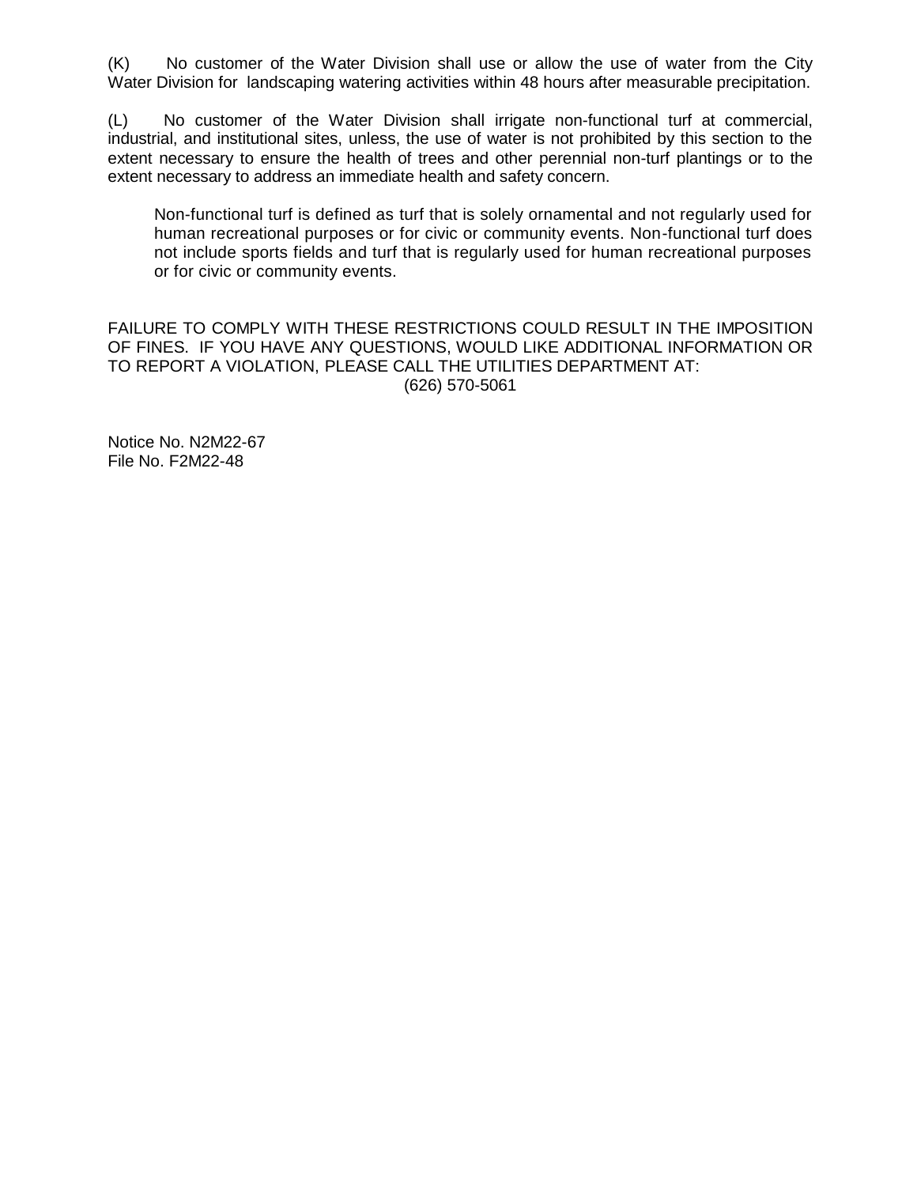(K) No customer of the Water Division shall use or allow the use of water from the City Water Division for landscaping watering activities within 48 hours after measurable precipitation.

(L) No customer of the Water Division shall irrigate non-functional turf at commercial, industrial, and institutional sites, unless, the use of water is not prohibited by this section to the extent necessary to ensure the health of trees and other perennial non-turf plantings or to the extent necessary to address an immediate health and safety concern.

> Non-functional turf is defined as turf that is solely ornamental and not regularly used for human recreational purposes or for civic or community events. Non-functional turf does not include sports fields and turf that is regularly used for human recreational purposes or for civic or community events.

FAILURE TO COMPLY WITH THESE RESTRICTIONS COULD RESULT IN THE IMPOSITION OF FINES. IF YOU HAVE ANY QUESTIONS, WOULD LIKE ADDITIONAL INFORMATION OR TO REPORT A VIOLATION, PLEASE CALL THE UTILITIES DEPARTMENT AT:
(626) 570-5061

Notice No. N2M22-67
File No. F2M22-48